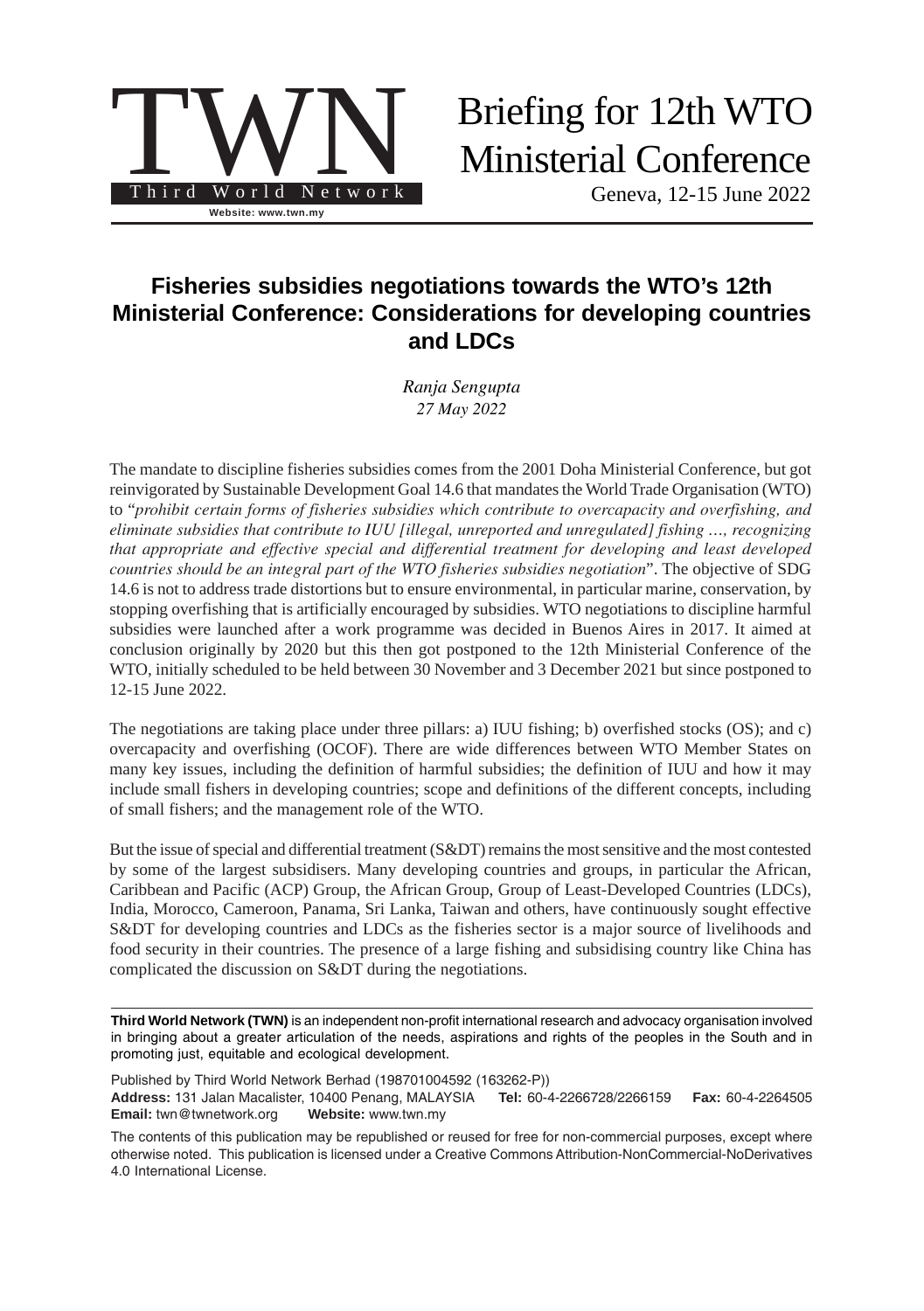TWN

Third World Network

Website: www.twn.my

# Briefing for 12th WTO Ministerial Conference

Geneva, 12-15 June 2022

## Fisheries subsidies negotiations towards the WTO's 12th Ministerial Conference: Considerations for developing countries and LDCs

*Ranja Sengupta*
*27 May 2022*

The mandate to discipline fisheries subsidies comes from the 2001 Doha Ministerial Conference, but got reinvigorated by Sustainable Development Goal 14.6 that mandates the World Trade Organisation (WTO) to "*prohibit certain forms of fisheries subsidies which contribute to overcapacity and overfishing, and eliminate subsidies that contribute to IUU [illegal, unreported and unregulated] fishing …, recognizing that appropriate and effective special and differential treatment for developing and least developed countries should be an integral part of the WTO fisheries subsidies negotiation*". The objective of SDG 14.6 is not to address trade distortions but to ensure environmental, in particular marine, conservation, by stopping overfishing that is artificially encouraged by subsidies. WTO negotiations to discipline harmful subsidies were launched after a work programme was decided in Buenos Aires in 2017. It aimed at conclusion originally by 2020 but this then got postponed to the 12th Ministerial Conference of the WTO, initially scheduled to be held between 30 November and 3 December 2021 but since postponed to 12-15 June 2022.

The negotiations are taking place under three pillars: a) IUU fishing; b) overfished stocks (OS); and c) overcapacity and overfishing (OCOF). There are wide differences between WTO Member States on many key issues, including the definition of harmful subsidies; the definition of IUU and how it may include small fishers in developing countries; scope and definitions of the different concepts, including of small fishers; and the management role of the WTO.

But the issue of special and differential treatment (S&DT) remains the most sensitive and the most contested by some of the largest subsidisers. Many developing countries and groups, in particular the African, Caribbean and Pacific (ACP) Group, the African Group, Group of Least-Developed Countries (LDCs), India, Morocco, Cameroon, Panama, Sri Lanka, Taiwan and others, have continuously sought effective S&DT for developing countries and LDCs as the fisheries sector is a major source of livelihoods and food security in their countries. The presence of a large fishing and subsidising country like China has complicated the discussion on S&DT during the negotiations.

---

**Third World Network (TWN)** is an independent non-profit international research and advocacy organisation involved in bringing about a greater articulation of the needs, aspirations and rights of the peoples in the South and in promoting just, equitable and ecological development.

Published by Third World Network Berhad (198701004592 (163262-P))
**Address:** 131 Jalan Macalister, 10400 Penang, MALAYSIA **Tel:** 60-4-2266728/2266159 **Fax:** 60-4-2264505
**Email:** twn@twnetwork.org **Website:** www.twn.my

The contents of this publication may be republished or reused for free for non-commercial purposes, except where otherwise noted. This publication is licensed under a Creative Commons Attribution-NonCommercial-NoDerivatives 4.0 International License.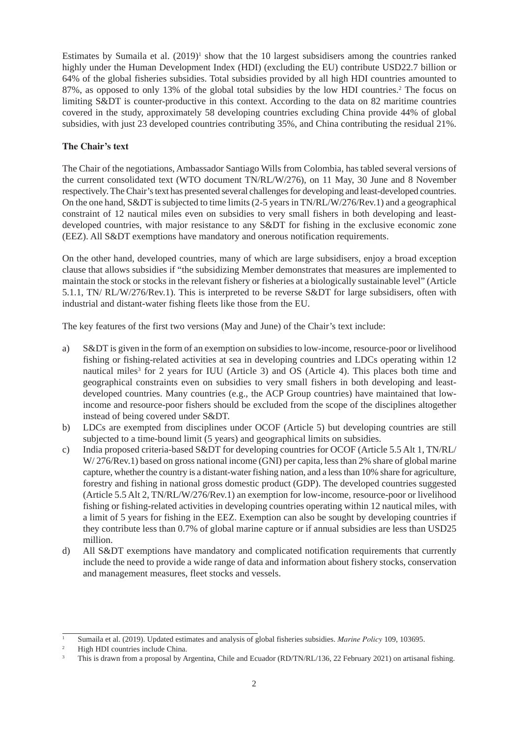Estimates by Sumaila et al. (2019)[1] show that the 10 largest subsidisers among the countries ranked highly under the Human Development Index (HDI) (excluding the EU) contribute USD22.7 billion or 64% of the global fisheries subsidies. Total subsidies provided by all high HDI countries amounted to 87%, as opposed to only 13% of the global total subsidies by the low HDI countries.[2] The focus on limiting S&DT is counter-productive in this context. According to the data on 82 maritime countries covered in the study, approximately 58 developing countries excluding China provide 44% of global subsidies, with just 23 developed countries contributing 35%, and China contributing the residual 21%.

**The Chair's text**

The Chair of the negotiations, Ambassador Santiago Wills from Colombia, has tabled several versions of the current consolidated text (WTO document TN/RL/W/276), on 11 May, 30 June and 8 November respectively. The Chair's text has presented several challenges for developing and least-developed countries. On the one hand, S&DT is subjected to time limits (2-5 years in TN/RL/W/276/Rev.1) and a geographical constraint of 12 nautical miles even on subsidies to very small fishers in both developing and least-developed countries, with major resistance to any S&DT for fishing in the exclusive economic zone (EEZ). All S&DT exemptions have mandatory and onerous notification requirements.

On the other hand, developed countries, many of which are large subsidisers, enjoy a broad exception clause that allows subsidies if "the subsidizing Member demonstrates that measures are implemented to maintain the stock or stocks in the relevant fishery or fisheries at a biologically sustainable level" (Article 5.1.1, TN/ RL/W/276/Rev.1). This is interpreted to be reverse S&DT for large subsidisers, often with industrial and distant-water fishing fleets like those from the EU.

The key features of the first two versions (May and June) of the Chair's text include:

a) S&DT is given in the form of an exemption on subsidies to low-income, resource-poor or livelihood fishing or fishing-related activities at sea in developing countries and LDCs operating within 12 nautical miles[3] for 2 years for IUU (Article 3) and OS (Article 4). This places both time and geographical constraints even on subsidies to very small fishers in both developing and least-developed countries. Many countries (e.g., the ACP Group countries) have maintained that low-income and resource-poor fishers should be excluded from the scope of the disciplines altogether instead of being covered under S&DT.

b) LDCs are exempted from disciplines under OCOF (Article 5) but developing countries are still subjected to a time-bound limit (5 years) and geographical limits on subsidies.

c) India proposed criteria-based S&DT for developing countries for OCOF (Article 5.5 Alt 1, TN/RL/ W/ 276/Rev.1) based on gross national income (GNI) per capita, less than 2% share of global marine capture, whether the country is a distant-water fishing nation, and a less than 10% share for agriculture, forestry and fishing in national gross domestic product (GDP). The developed countries suggested (Article 5.5 Alt 2, TN/RL/W/276/Rev.1) an exemption for low-income, resource-poor or livelihood fishing or fishing-related activities in developing countries operating within 12 nautical miles, with a limit of 5 years for fishing in the EEZ. Exemption can also be sought by developing countries if they contribute less than 0.7% of global marine capture or if annual subsidies are less than USD25 million.

d) All S&DT exemptions have mandatory and complicated notification requirements that currently include the need to provide a wide range of data and information about fishery stocks, conservation and management measures, fleet stocks and vessels.

---

[1] Sumaila et al. (2019). Updated estimates and analysis of global fisheries subsidies. *Marine Policy* 109, 103695.

[2] High HDI countries include China.

[3] This is drawn from a proposal by Argentina, Chile and Ecuador (RD/TN/RL/136, 22 February 2021) on artisanal fishing.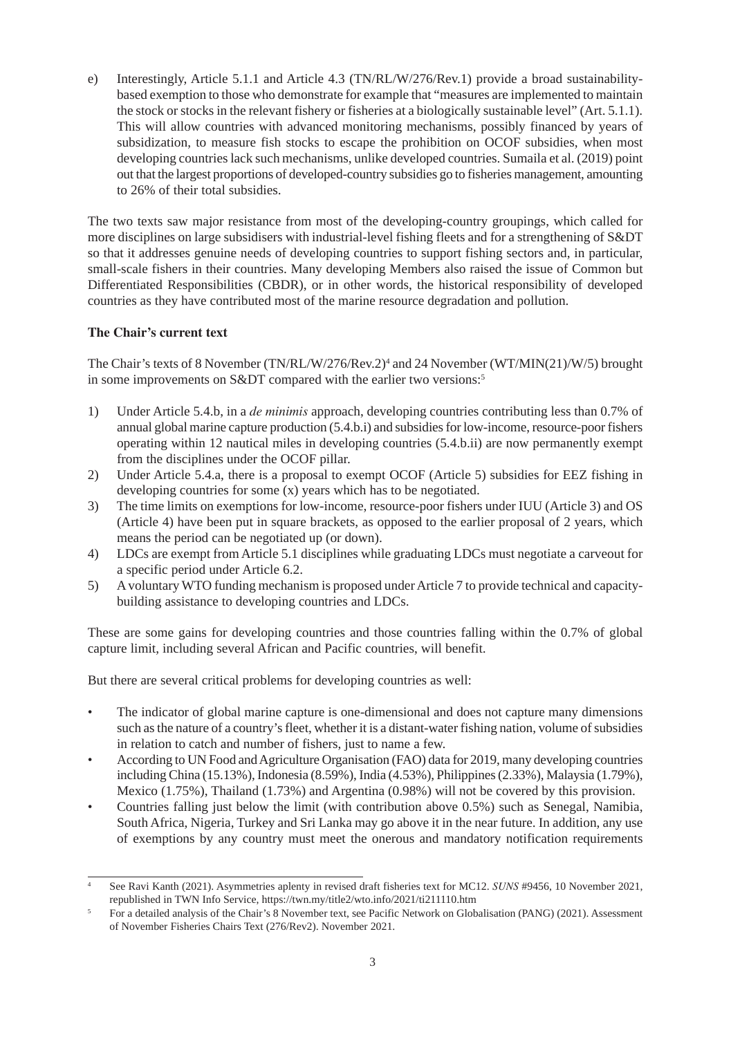e) Interestingly, Article 5.1.1 and Article 4.3 (TN/RL/W/276/Rev.1) provide a broad sustainability-based exemption to those who demonstrate for example that "measures are implemented to maintain the stock or stocks in the relevant fishery or fisheries at a biologically sustainable level" (Art. 5.1.1). This will allow countries with advanced monitoring mechanisms, possibly financed by years of subsidization, to measure fish stocks to escape the prohibition on OCOF subsidies, when most developing countries lack such mechanisms, unlike developed countries. Sumaila et al. (2019) point out that the largest proportions of developed-country subsidies go to fisheries management, amounting to 26% of their total subsidies.

The two texts saw major resistance from most of the developing-country groupings, which called for more disciplines on large subsidisers with industrial-level fishing fleets and for a strengthening of S&DT so that it addresses genuine needs of developing countries to support fishing sectors and, in particular, small-scale fishers in their countries. Many developing Members also raised the issue of Common but Differentiated Responsibilities (CBDR), or in other words, the historical responsibility of developed countries as they have contributed most of the marine resource degradation and pollution.

**The Chair's current text**

The Chair's texts of 8 November (TN/RL/W/276/Rev.2)[4] and 24 November (WT/MIN(21)/W/5) brought in some improvements on S&DT compared with the earlier two versions:[5]

1) Under Article 5.4.b, in a *de minimis* approach, developing countries contributing less than 0.7% of annual global marine capture production (5.4.b.i) and subsidies for low-income, resource-poor fishers operating within 12 nautical miles in developing countries (5.4.b.ii) are now permanently exempt from the disciplines under the OCOF pillar.
2) Under Article 5.4.a, there is a proposal to exempt OCOF (Article 5) subsidies for EEZ fishing in developing countries for some (x) years which has to be negotiated.
3) The time limits on exemptions for low-income, resource-poor fishers under IUU (Article 3) and OS (Article 4) have been put in square brackets, as opposed to the earlier proposal of 2 years, which means the period can be negotiated up (or down).
4) LDCs are exempt from Article 5.1 disciplines while graduating LDCs must negotiate a carveout for a specific period under Article 6.2.
5) A voluntary WTO funding mechanism is proposed under Article 7 to provide technical and capacity-building assistance to developing countries and LDCs.

These are some gains for developing countries and those countries falling within the 0.7% of global capture limit, including several African and Pacific countries, will benefit.

But there are several critical problems for developing countries as well:

- The indicator of global marine capture is one-dimensional and does not capture many dimensions such as the nature of a country's fleet, whether it is a distant-water fishing nation, volume of subsidies in relation to catch and number of fishers, just to name a few.
- According to UN Food and Agriculture Organisation (FAO) data for 2019, many developing countries including China (15.13%), Indonesia (8.59%), India (4.53%), Philippines (2.33%), Malaysia (1.79%), Mexico (1.75%), Thailand (1.73%) and Argentina (0.98%) will not be covered by this provision.
- Countries falling just below the limit (with contribution above 0.5%) such as Senegal, Namibia, South Africa, Nigeria, Turkey and Sri Lanka may go above it in the near future. In addition, any use of exemptions by any country must meet the onerous and mandatory notification requirements

---

[4] See Ravi Kanth (2021). Asymmetries aplenty in revised draft fisheries text for MC12. *SUNS* #9456, 10 November 2021, republished in TWN Info Service, https://twn.my/title2/wto.info/2021/ti211110.htm

[5] For a detailed analysis of the Chair's 8 November text, see Pacific Network on Globalisation (PANG) (2021). Assessment of November Fisheries Chairs Text (276/Rev2). November 2021.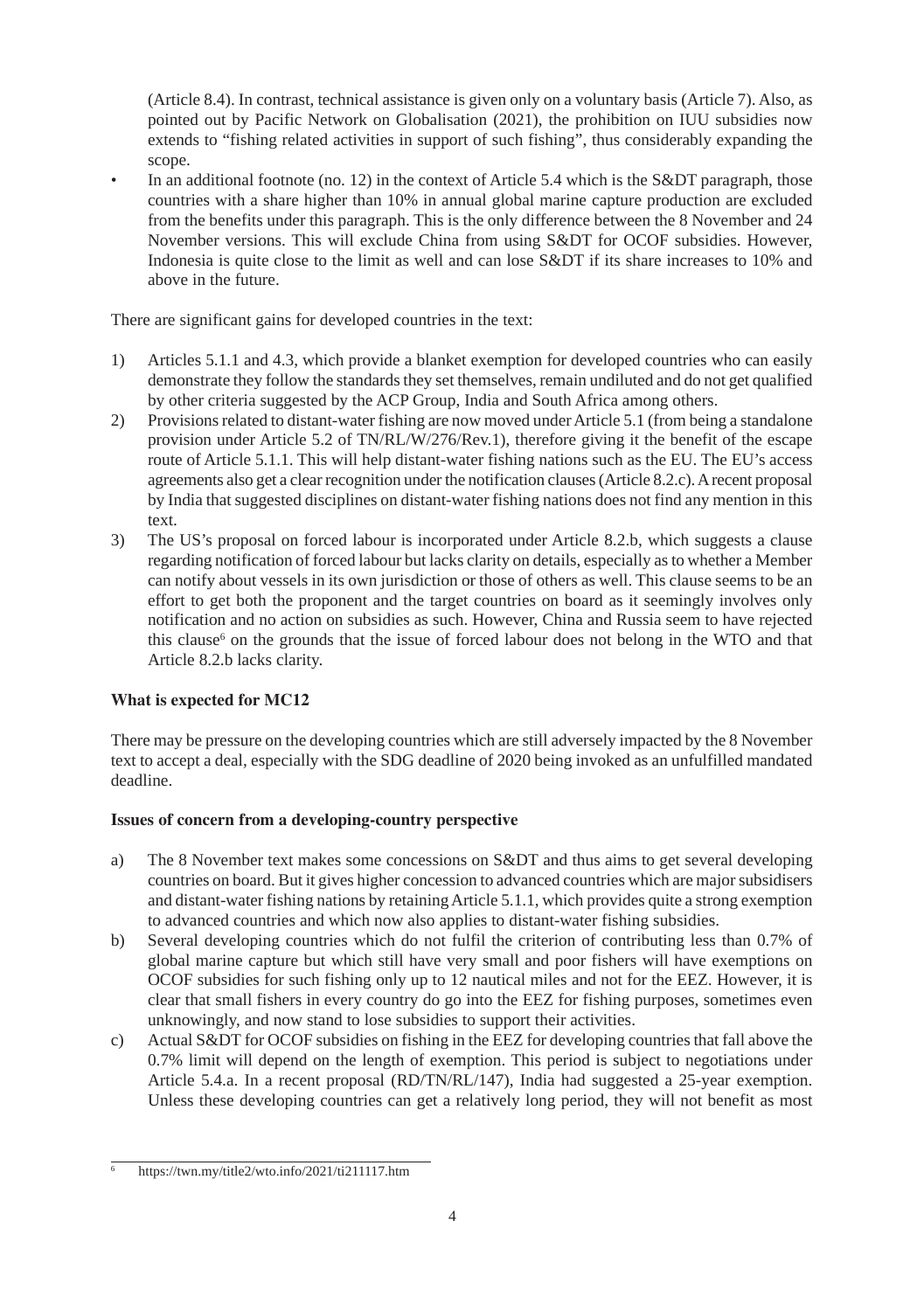(Article 8.4). In contrast, technical assistance is given only on a voluntary basis (Article 7). Also, as pointed out by Pacific Network on Globalisation (2021), the prohibition on IUU subsidies now extends to "fishing related activities in support of such fishing", thus considerably expanding the scope.

- In an additional footnote (no. 12) in the context of Article 5.4 which is the S&DT paragraph, those countries with a share higher than 10% in annual global marine capture production are excluded from the benefits under this paragraph. This is the only difference between the 8 November and 24 November versions. This will exclude China from using S&DT for OCOF subsidies. However, Indonesia is quite close to the limit as well and can lose S&DT if its share increases to 10% and above in the future.

There are significant gains for developed countries in the text:

1) Articles 5.1.1 and 4.3, which provide a blanket exemption for developed countries who can easily demonstrate they follow the standards they set themselves, remain undiluted and do not get qualified by other criteria suggested by the ACP Group, India and South Africa among others.
2) Provisions related to distant-water fishing are now moved under Article 5.1 (from being a standalone provision under Article 5.2 of TN/RL/W/276/Rev.1), therefore giving it the benefit of the escape route of Article 5.1.1. This will help distant-water fishing nations such as the EU. The EU's access agreements also get a clear recognition under the notification clauses (Article 8.2.c). A recent proposal by India that suggested disciplines on distant-water fishing nations does not find any mention in this text.
3) The US's proposal on forced labour is incorporated under Article 8.2.b, which suggests a clause regarding notification of forced labour but lacks clarity on details, especially as to whether a Member can notify about vessels in its own jurisdiction or those of others as well. This clause seems to be an effort to get both the proponent and the target countries on board as it seemingly involves only notification and no action on subsidies as such. However, China and Russia seem to have rejected this clause[6] on the grounds that the issue of forced labour does not belong in the WTO and that Article 8.2.b lacks clarity.

**What is expected for MC12**

There may be pressure on the developing countries which are still adversely impacted by the 8 November text to accept a deal, especially with the SDG deadline of 2020 being invoked as an unfulfilled mandated deadline.

**Issues of concern from a developing-country perspective**

a) The 8 November text makes some concessions on S&DT and thus aims to get several developing countries on board. But it gives higher concession to advanced countries which are major subsidisers and distant-water fishing nations by retaining Article 5.1.1, which provides quite a strong exemption to advanced countries and which now also applies to distant-water fishing subsidies.
b) Several developing countries which do not fulfil the criterion of contributing less than 0.7% of global marine capture but which still have very small and poor fishers will have exemptions on OCOF subsidies for such fishing only up to 12 nautical miles and not for the EEZ. However, it is clear that small fishers in every country do go into the EEZ for fishing purposes, sometimes even unknowingly, and now stand to lose subsidies to support their activities.
c) Actual S&DT for OCOF subsidies on fishing in the EEZ for developing countries that fall above the 0.7% limit will depend on the length of exemption. This period is subject to negotiations under Article 5.4.a. In a recent proposal (RD/TN/RL/147), India had suggested a 25-year exemption. Unless these developing countries can get a relatively long period, they will not benefit as most

[6] https://twn.my/title2/wto.info/2021/ti211117.htm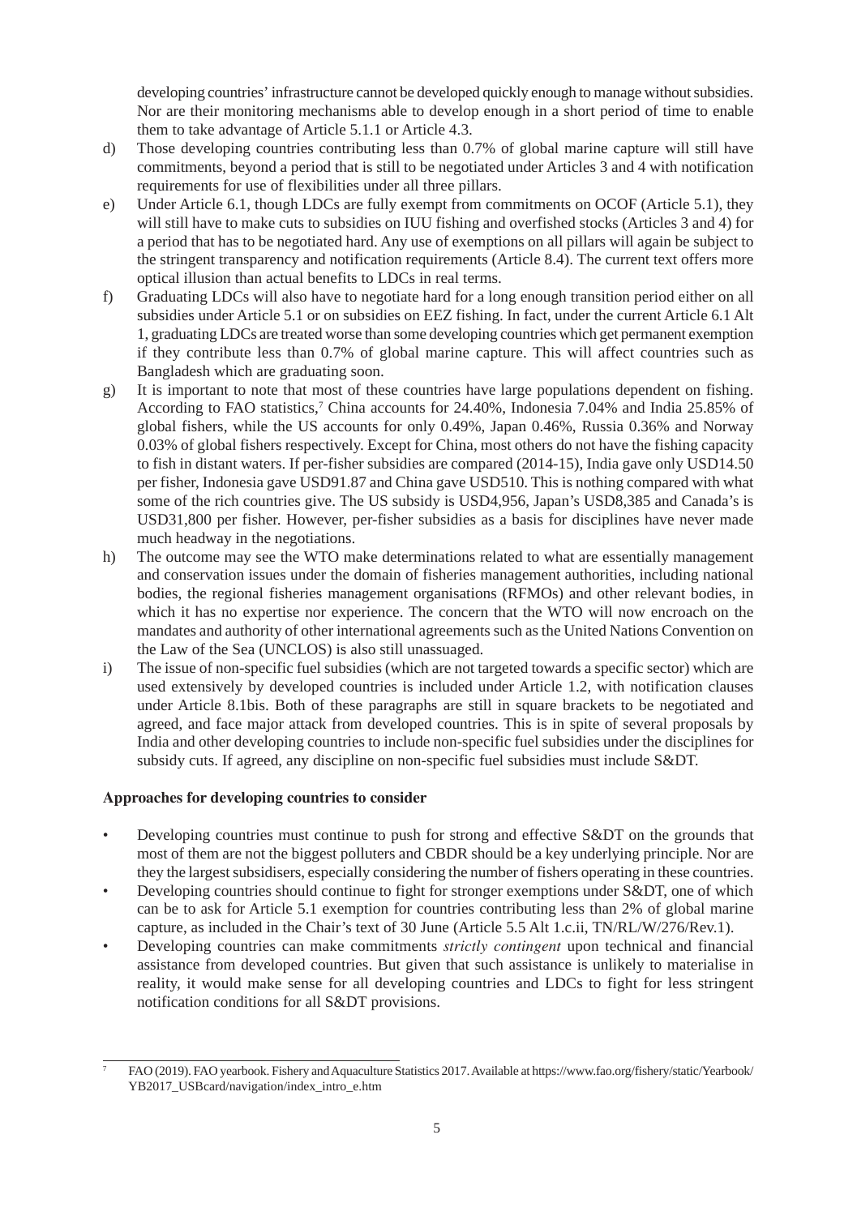developing countries' infrastructure cannot be developed quickly enough to manage without subsidies. Nor are their monitoring mechanisms able to develop enough in a short period of time to enable them to take advantage of Article 5.1.1 or Article 4.3.

d) Those developing countries contributing less than 0.7% of global marine capture will still have commitments, beyond a period that is still to be negotiated under Articles 3 and 4 with notification requirements for use of flexibilities under all three pillars.

e) Under Article 6.1, though LDCs are fully exempt from commitments on OCOF (Article 5.1), they will still have to make cuts to subsidies on IUU fishing and overfished stocks (Articles 3 and 4) for a period that has to be negotiated hard. Any use of exemptions on all pillars will again be subject to the stringent transparency and notification requirements (Article 8.4). The current text offers more optical illusion than actual benefits to LDCs in real terms.

f) Graduating LDCs will also have to negotiate hard for a long enough transition period either on all subsidies under Article 5.1 or on subsidies on EEZ fishing. In fact, under the current Article 6.1 Alt 1, graduating LDCs are treated worse than some developing countries which get permanent exemption if they contribute less than 0.7% of global marine capture. This will affect countries such as Bangladesh which are graduating soon.

g) It is important to note that most of these countries have large populations dependent on fishing. According to FAO statistics,[7] China accounts for 24.40%, Indonesia 7.04% and India 25.85% of global fishers, while the US accounts for only 0.49%, Japan 0.46%, Russia 0.36% and Norway 0.03% of global fishers respectively. Except for China, most others do not have the fishing capacity to fish in distant waters. If per-fisher subsidies are compared (2014-15), India gave only USD14.50 per fisher, Indonesia gave USD91.87 and China gave USD510. This is nothing compared with what some of the rich countries give. The US subsidy is USD4,956, Japan's USD8,385 and Canada's is USD31,800 per fisher. However, per-fisher subsidies as a basis for disciplines have never made much headway in the negotiations.

h) The outcome may see the WTO make determinations related to what are essentially management and conservation issues under the domain of fisheries management authorities, including national bodies, the regional fisheries management organisations (RFMOs) and other relevant bodies, in which it has no expertise nor experience. The concern that the WTO will now encroach on the mandates and authority of other international agreements such as the United Nations Convention on the Law of the Sea (UNCLOS) is also still unassuaged.

i) The issue of non-specific fuel subsidies (which are not targeted towards a specific sector) which are used extensively by developed countries is included under Article 1.2, with notification clauses under Article 8.1bis. Both of these paragraphs are still in square brackets to be negotiated and agreed, and face major attack from developed countries. This is in spite of several proposals by India and other developing countries to include non-specific fuel subsidies under the disciplines for subsidy cuts. If agreed, any discipline on non-specific fuel subsidies must include S&DT.

**Approaches for developing countries to consider**

- Developing countries must continue to push for strong and effective S&DT on the grounds that most of them are not the biggest polluters and CBDR should be a key underlying principle. Nor are they the largest subsidisers, especially considering the number of fishers operating in these countries.
- Developing countries should continue to fight for stronger exemptions under S&DT, one of which can be to ask for Article 5.1 exemption for countries contributing less than 2% of global marine capture, as included in the Chair's text of 30 June (Article 5.5 Alt 1.c.ii, TN/RL/W/276/Rev.1).
- Developing countries can make commitments *strictly contingent* upon technical and financial assistance from developed countries. But given that such assistance is unlikely to materialise in reality, it would make sense for all developing countries and LDCs to fight for less stringent notification conditions for all S&DT provisions.

---

[7] FAO (2019). FAO yearbook. Fishery and Aquaculture Statistics 2017. Available at https://www.fao.org/fishery/static/Yearbook/YB2017_USBcard/navigation/index_intro_e.htm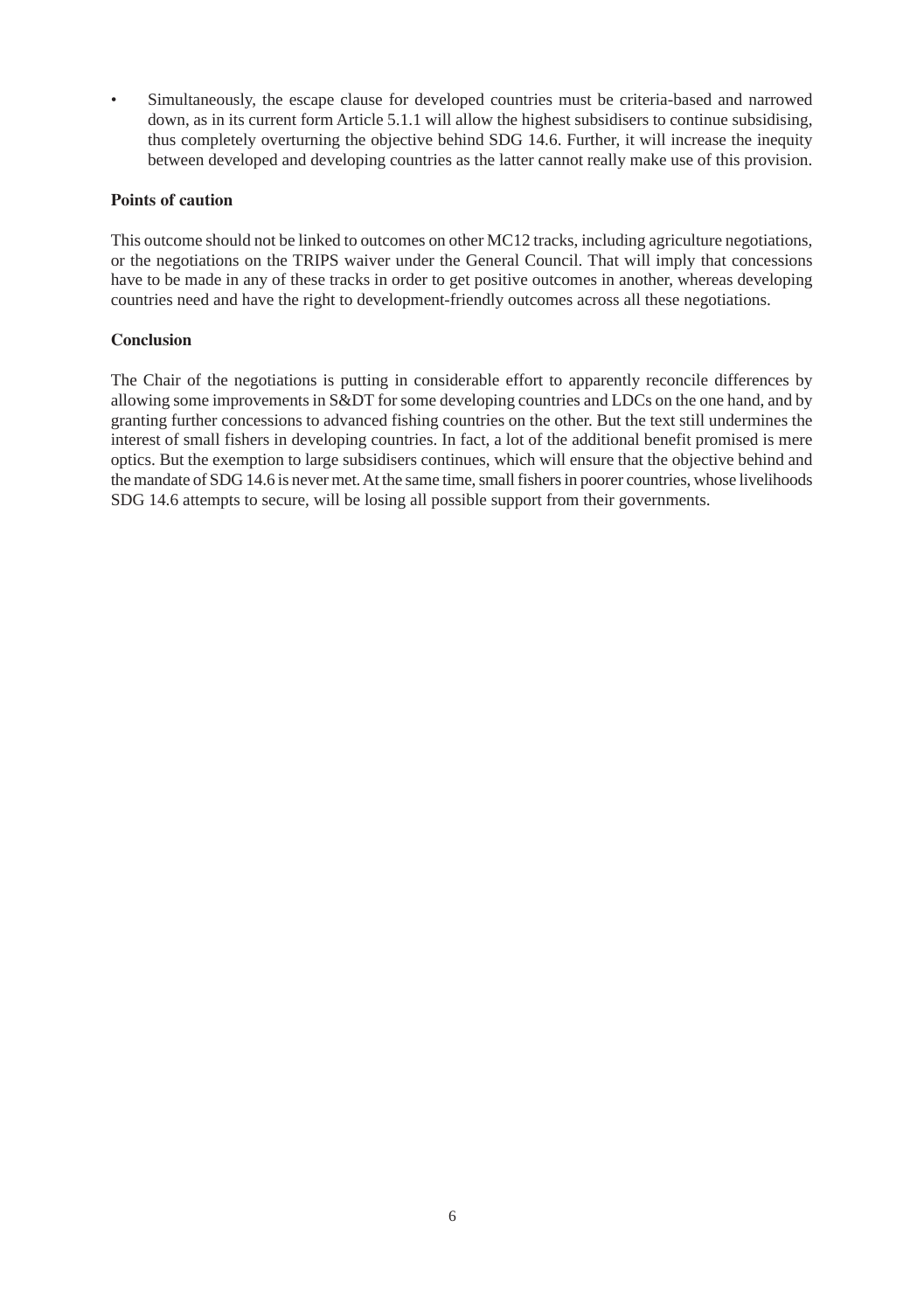- Simultaneously, the escape clause for developed countries must be criteria-based and narrowed down, as in its current form Article 5.1.1 will allow the highest subsidisers to continue subsidising, thus completely overturning the objective behind SDG 14.6. Further, it will increase the inequity between developed and developing countries as the latter cannot really make use of this provision.

**Points of caution**

This outcome should not be linked to outcomes on other MC12 tracks, including agriculture negotiations, or the negotiations on the TRIPS waiver under the General Council. That will imply that concessions have to be made in any of these tracks in order to get positive outcomes in another, whereas developing countries need and have the right to development-friendly outcomes across all these negotiations.

**Conclusion**

The Chair of the negotiations is putting in considerable effort to apparently reconcile differences by allowing some improvements in S&DT for some developing countries and LDCs on the one hand, and by granting further concessions to advanced fishing countries on the other. But the text still undermines the interest of small fishers in developing countries. In fact, a lot of the additional benefit promised is mere optics. But the exemption to large subsidisers continues, which will ensure that the objective behind and the mandate of SDG 14.6 is never met. At the same time, small fishers in poorer countries, whose livelihoods SDG 14.6 attempts to secure, will be losing all possible support from their governments.